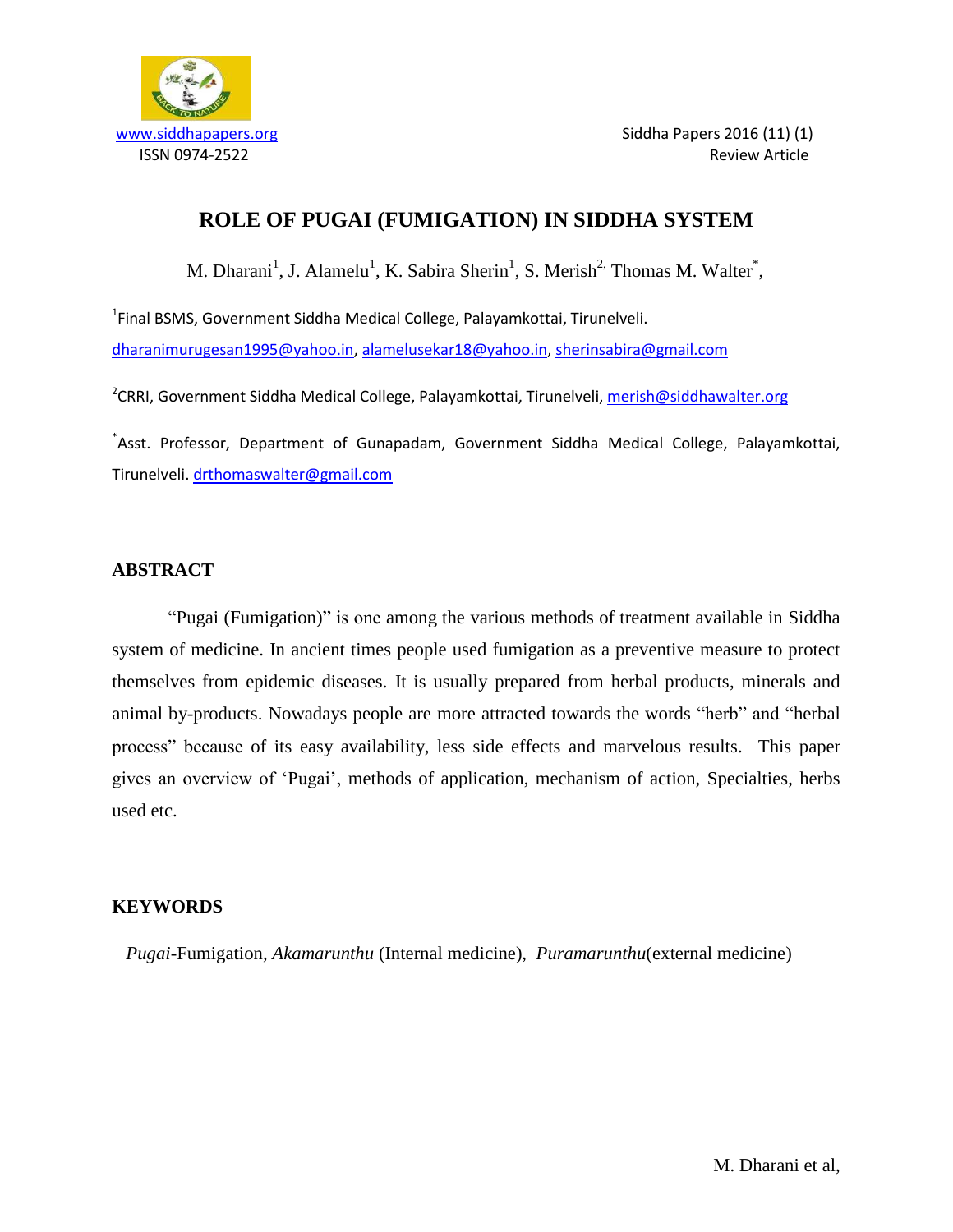www.siddhapapers.org
ISSN 0974-2522

Review Article

# ROLE OF PUGAI (FUMIGATION) IN SIDDHA SYSTEM

M. Dharani[1], J. Alamelu[1], K. Sabira Sherin[1], S. Merish[2,] Thomas M. Walter[*],

[1]Final BSMS, Government Siddha Medical College, Palayamkottai, Tirunelveli.
dharanimurugesan1995@yahoo.in, alamelusekar18@yahoo.in, sherinsabira@gmail.com

[2]CRRI, Government Siddha Medical College, Palayamkottai, Tirunelveli, merish@siddhawalter.org

[*]Asst. Professor, Department of Gunapadam, Government Siddha Medical College, Palayamkottai, Tirunelveli. drthomaswalter@gmail.com

## ABSTRACT

"Pugai (Fumigation)" is one among the various methods of treatment available in Siddha system of medicine. In ancient times people used fumigation as a preventive measure to protect themselves from epidemic diseases. It is usually prepared from herbal products, minerals and animal by-products. Nowadays people are more attracted towards the words "herb" and "herbal process" because of its easy availability, less side effects and marvelous results. This paper gives an overview of 'Pugai', methods of application, mechanism of action, Specialties, herbs used etc.

## KEYWORDS

*Pugai*-Fumigation, *Akamarunthu* (Internal medicine), *Puramarunthu*(external medicine)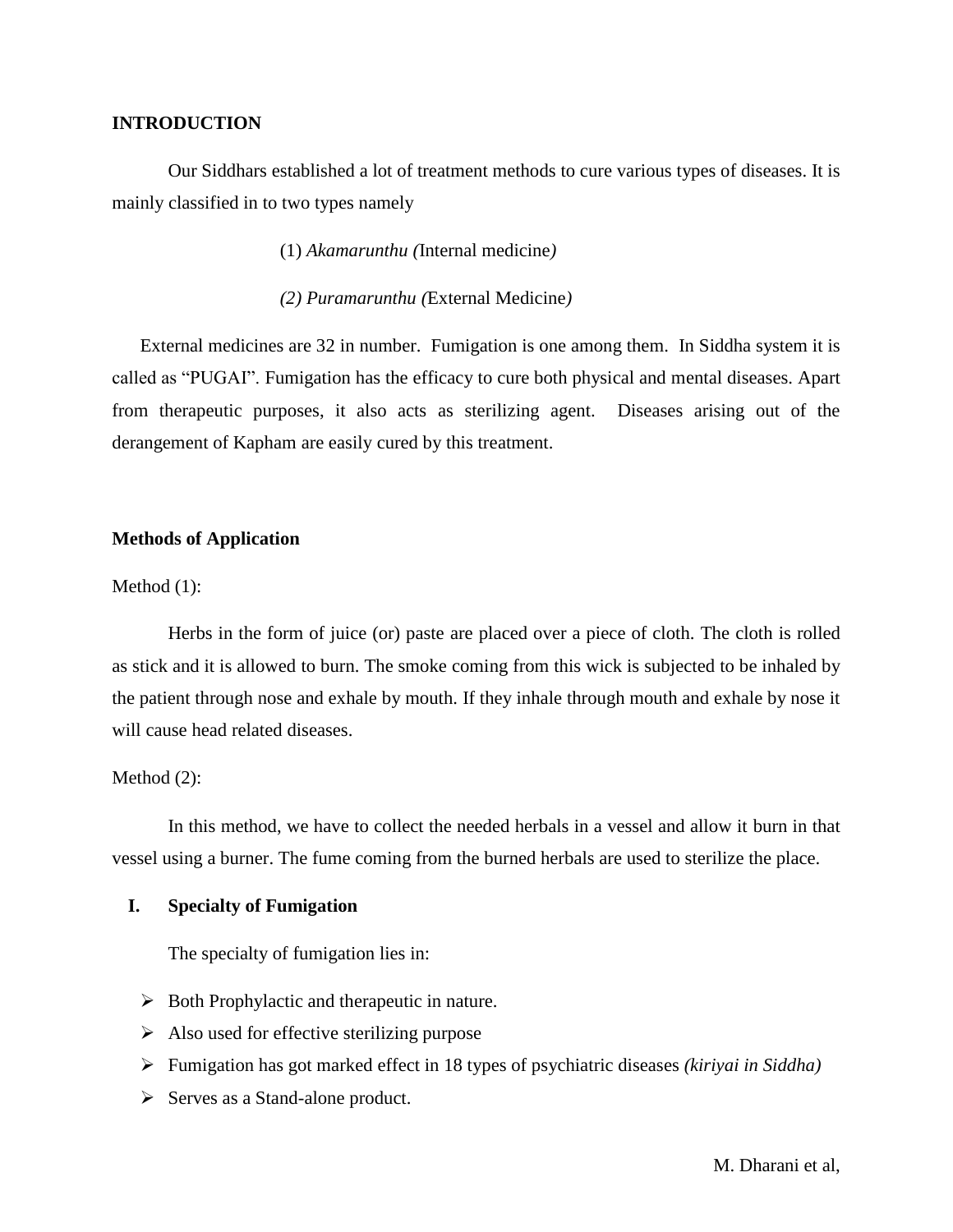## INTRODUCTION

Our Siddhars established a lot of treatment methods to cure various types of diseases. It is mainly classified in to two types namely

(1) *Akamarunthu (*Internal medicine*)*

*(2) Puramarunthu (*External Medicine*)*

External medicines are 32 in number. Fumigation is one among them. In Siddha system it is called as "PUGAI". Fumigation has the efficacy to cure both physical and mental diseases. Apart from therapeutic purposes, it also acts as sterilizing agent. Diseases arising out of the derangement of Kapham are easily cured by this treatment.

### Methods of Application

Method (1):

Herbs in the form of juice (or) paste are placed over a piece of cloth. The cloth is rolled as stick and it is allowed to burn. The smoke coming from this wick is subjected to be inhaled by the patient through nose and exhale by mouth. If they inhale through mouth and exhale by nose it will cause head related diseases.

Method (2):

In this method, we have to collect the needed herbals in a vessel and allow it burn in that vessel using a burner. The fume coming from the burned herbals are used to sterilize the place.

### I. Specialty of Fumigation

The specialty of fumigation lies in:

- Both Prophylactic and therapeutic in nature.
- Also used for effective sterilizing purpose
- Fumigation has got marked effect in 18 types of psychiatric diseases *(kiriyai in Siddha)*
- Serves as a Stand-alone product.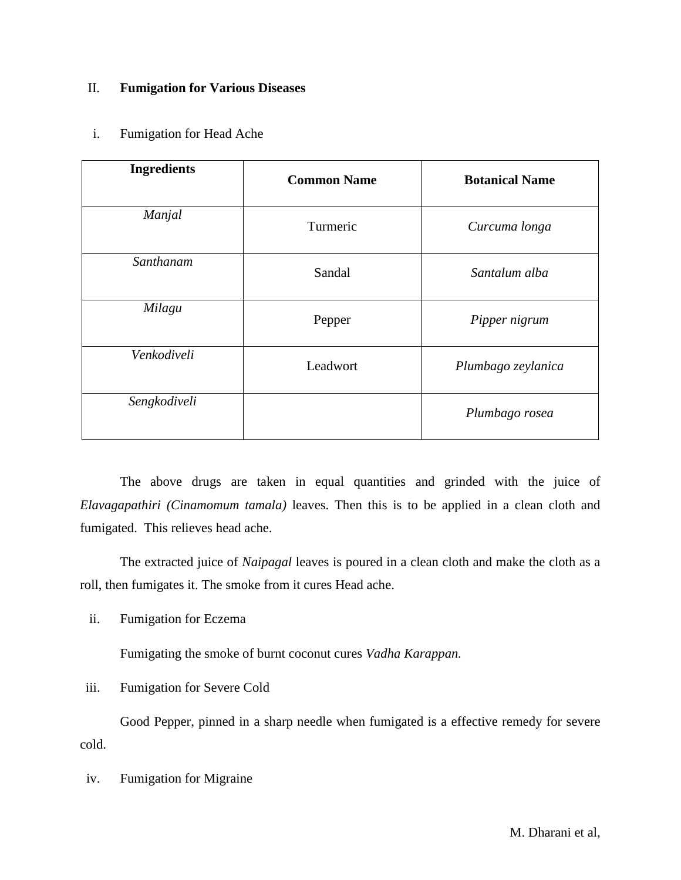## II. **Fumigation for Various Diseases**

### i. Fumigation for Head Ache

| **Ingredients** | **Common Name** | **Botanical Name** |
|---|---|---|
| *Manjal* | Turmeric | *Curcuma longa* |
| *Santhanam* | Sandal | *Santalum alba* |
| *Milagu* | Pepper | *Pipper nigrum* |
| *Venkodiveli* | Leadwort | *Plumbago zeylanica* |
| *Sengkodiveli* | | *Plumbago rosea* |

The above drugs are taken in equal quantities and grinded with the juice of *Elavagapathiri (Cinamomum tamala)* leaves. Then this is to be applied in a clean cloth and fumigated. This relieves head ache.

The extracted juice of *Naipagal* leaves is poured in a clean cloth and make the cloth as a roll, then fumigates it. The smoke from it cures Head ache.

### ii. Fumigation for Eczema

Fumigating the smoke of burnt coconut cures *Vadha Karappan.*

### iii. Fumigation for Severe Cold

Good Pepper, pinned in a sharp needle when fumigated is a effective remedy for severe cold.

### iv. Fumigation for Migraine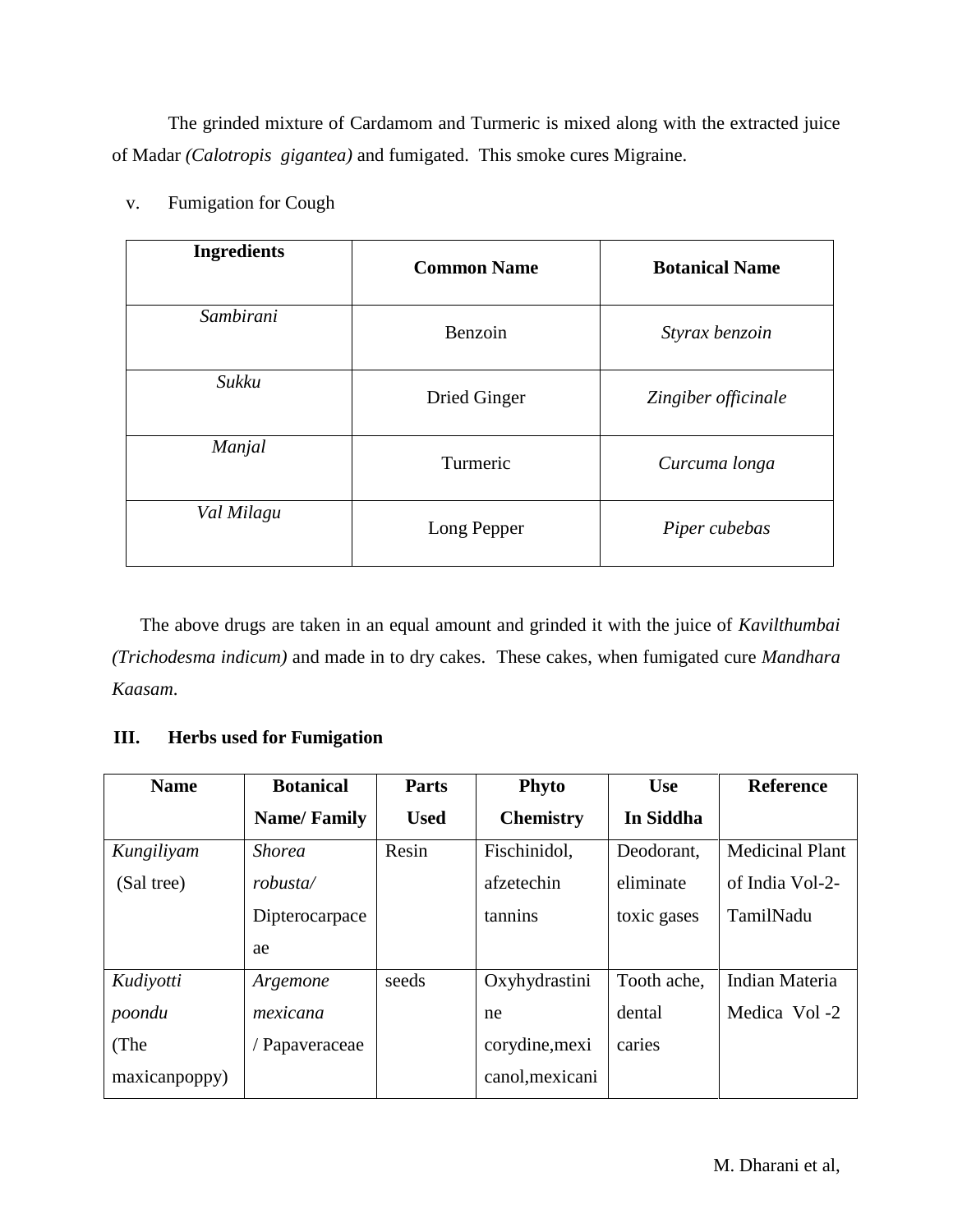The grinded mixture of Cardamom and Turmeric is mixed along with the extracted juice of Madar *(Calotropis gigantea)* and fumigated. This smoke cures Migraine.

v. Fumigation for Cough

| Ingredients | Common Name | Botanical Name |
|---|---|---|
| *Sambirani* | Benzoin | *Styrax benzoin* |
| *Sukku* | Dried Ginger | *Zingiber officinale* |
| *Manjal* | Turmeric | *Curcuma longa* |
| *Val Milagu* | Long Pepper | *Piper cubebas* |

The above drugs are taken in an equal amount and grinded it with the juice of *Kavilthumbai (Trichodesma indicum)* and made in to dry cakes. These cakes, when fumigated cure *Mandhara Kaasam*.

### III. Herbs used for Fumigation

| Name | Botanical Name/ Family | Parts Used | Phyto Chemistry | Use In Siddha | Reference |
|---|---|---|---|---|---|
| *Kungiliyam* (Sal tree) | *Shorea robusta/* Dipterocarpaceae | Resin | Fischinidol, afzetechin tannins | Deodorant, eliminate toxic gases | Medicinal Plant of India Vol-2- TamilNadu |
| *Kudiyotti poondu* (The maxicanpoppy) | *Argemone mexicana* / Papaveraceae | seeds | Oxyhydrastinine corydine,mexicanol,mexicani | Tooth ache, dental caries | Indian Materia Medica Vol -2 |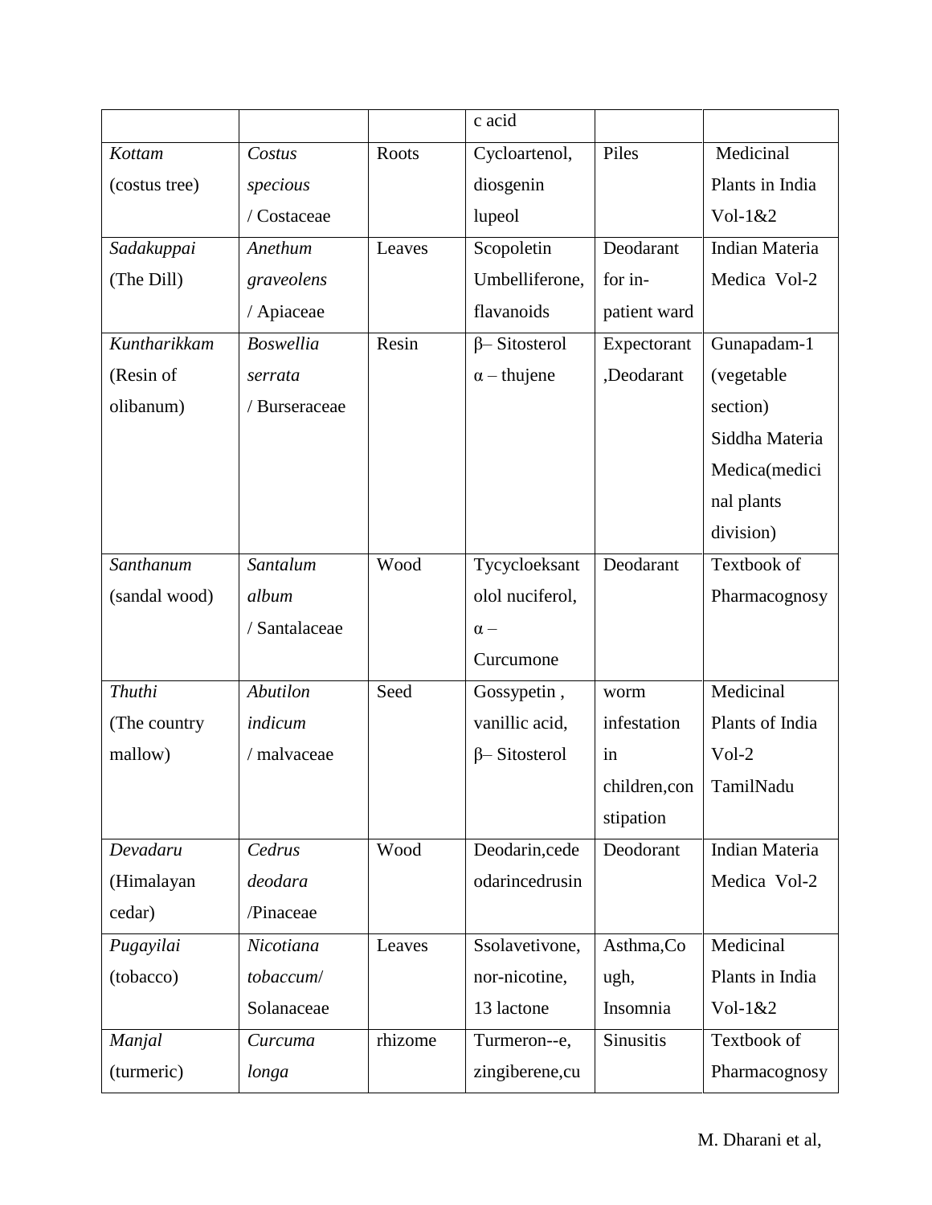| | | | c acid | | |
|---|---|---|---|---|---|
| *Kottam* (costus tree) | *Costus specious* / Costaceae | Roots | Cycloartenol, diosgenin lupeol | Piles | Medicinal Plants in India Vol-1&2 |
| *Sadakuppai* (The Dill) | *Anethum graveolens* / Apiaceae | Leaves | Scopoletin Umbelliferone, flavanoids | Deodarant for in-patient ward | Indian Materia Medica Vol-2 |
| *Kuntharikkam* (Resin of olibanum) | *Boswellia serrata* / Burseraceae | Resin | β– Sitosterol α – thujene | Expectorant ,Deodarant | Gunapadam-1 (vegetable section) Siddha Materia Medica(medicinal plants division) |
| *Santhanum* (sandal wood) | *Santalum album* / Santalaceae | Wood | Tycycloeksantolol nuciferol, α – Curcumone | Deodarant | Textbook of Pharmacognosy |
| *Thuthi* (The country mallow) | *Abutilon indicum* / malvaceae | Seed | Gossypetin , vanillic acid, β– Sitosterol | worm infestation in children,constipation | Medicinal Plants of India Vol-2 TamilNadu |
| *Devadaru* (Himalayan cedar) | *Cedrus deodara* /Pinaceae | Wood | Deodarin,cedeodarincedrusin | Deodorant | Indian Materia Medica Vol-2 |
| *Pugayilai* (tobacco) | *Nicotiana tobaccum*/ Solanaceae | Leaves | Ssolavetivone, nor-nicotine, 13 lactone | Asthma,Cough, Insomnia | Medicinal Plants in India Vol-1&2 |
| *Manjal* (turmeric) | *Curcuma longa* | rhizome | Turmeron--e, zingiberene,cu | Sinusitis | Textbook of Pharmacognosy |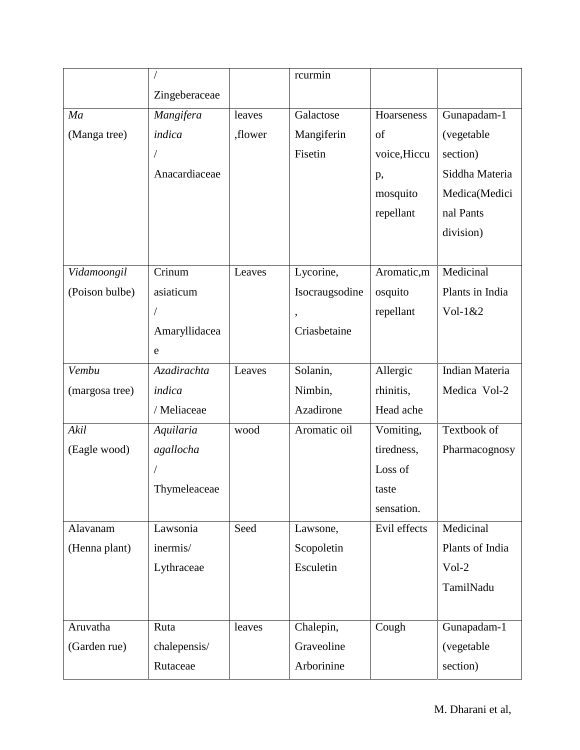| | / Zingeberaceae | | rcurmin | | |
|---|---|---|---|---|---|
| *Ma* (Manga tree) | *Mangifera indica* / Anacardiaceae | leaves ,flower | Galactose Mangiferin Fisetin | Hoarseness of voice,Hiccup, mosquito repellant | Gunapadam-1 (vegetable section) Siddha Materia Medica(Medicinal Pants division) |
| *Vidamoongil* (Poison bulbe) | Crinum asiaticum / Amaryllidaceae | Leaves | Lycorine, Isocraugsodine, Criasbetaine | Aromatic,mosquito repellant | Medicinal Plants in India Vol-1&2 |
| *Vembu* (margosa tree) | *Azadirachta indica* / Meliaceae | Leaves | Solanin, Nimbin, Azadirone | Allergic rhinitis, Head ache | Indian Materia Medica Vol-2 |
| *Akil* (Eagle wood) | *Aquilaria agallocha* / Thymeleaceae | wood | Aromatic oil | Vomiting, tiredness, Loss of taste sensation. | Textbook of Pharmacognosy |
| Alavanam (Henna plant) | Lawsonia inermis/ Lythraceae | Seed | Lawsone, Scopoletin Esculetin | Evil effects | Medicinal Plants of India Vol-2 TamilNadu |
| Aruvatha (Garden rue) | Ruta chalepensis/ Rutaceae | leaves | Chalepin, Graveoline Arborinine | Cough | Gunapadam-1 (vegetable section) |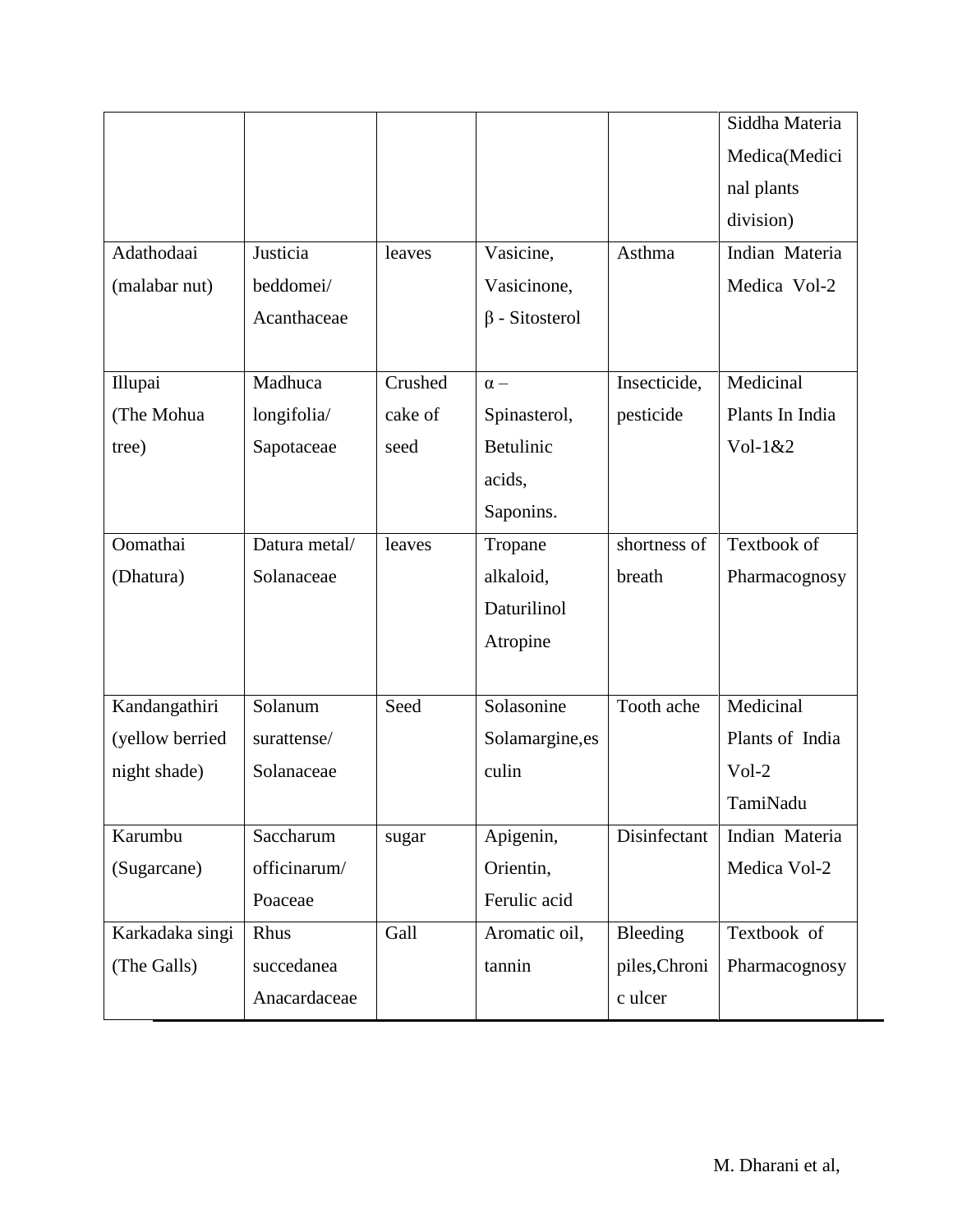| | | | | | |
|---|---|---|---|---|---|
| | | | | | Siddha Materia Medica(Medicinal plants division) |
| Adathodaai (malabar nut) | Justicia beddomei/ Acanthaceae | leaves | Vasicine, Vasicinone, β - Sitosterol | Asthma | Indian Materia Medica Vol-2 |
| Illupai (The Mohua tree) | Madhuca longifolia/ Sapotaceae | Crushed cake of seed | α – Spinasterol, Betulinic acids, Saponins. | Insecticide, pesticide | Medicinal Plants In India Vol-1&2 |
| Oomathai (Dhatura) | Datura metal/ Solanaceae | leaves | Tropane alkaloid, Daturilinol Atropine | shortness of breath | Textbook of Pharmacognosy |
| Kandangathiri (yellow berried night shade) | Solanum surattense/ Solanaceae | Seed | Solasonine Solamargine,esculin | Tooth ache | Medicinal Plants of India Vol-2 TamiNadu |
| Karumbu (Sugarcane) | Saccharum officinarum/ Poaceae | sugar | Apigenin, Orientin, Ferulic acid | Disinfectant | Indian Materia Medica Vol-2 |
| Karkadaka singi (The Galls) | Rhus succedanea Anacardaceae | Gall | Aromatic oil, tannin | Bleeding piles,Chronic ulcer | Textbook of Pharmacognosy |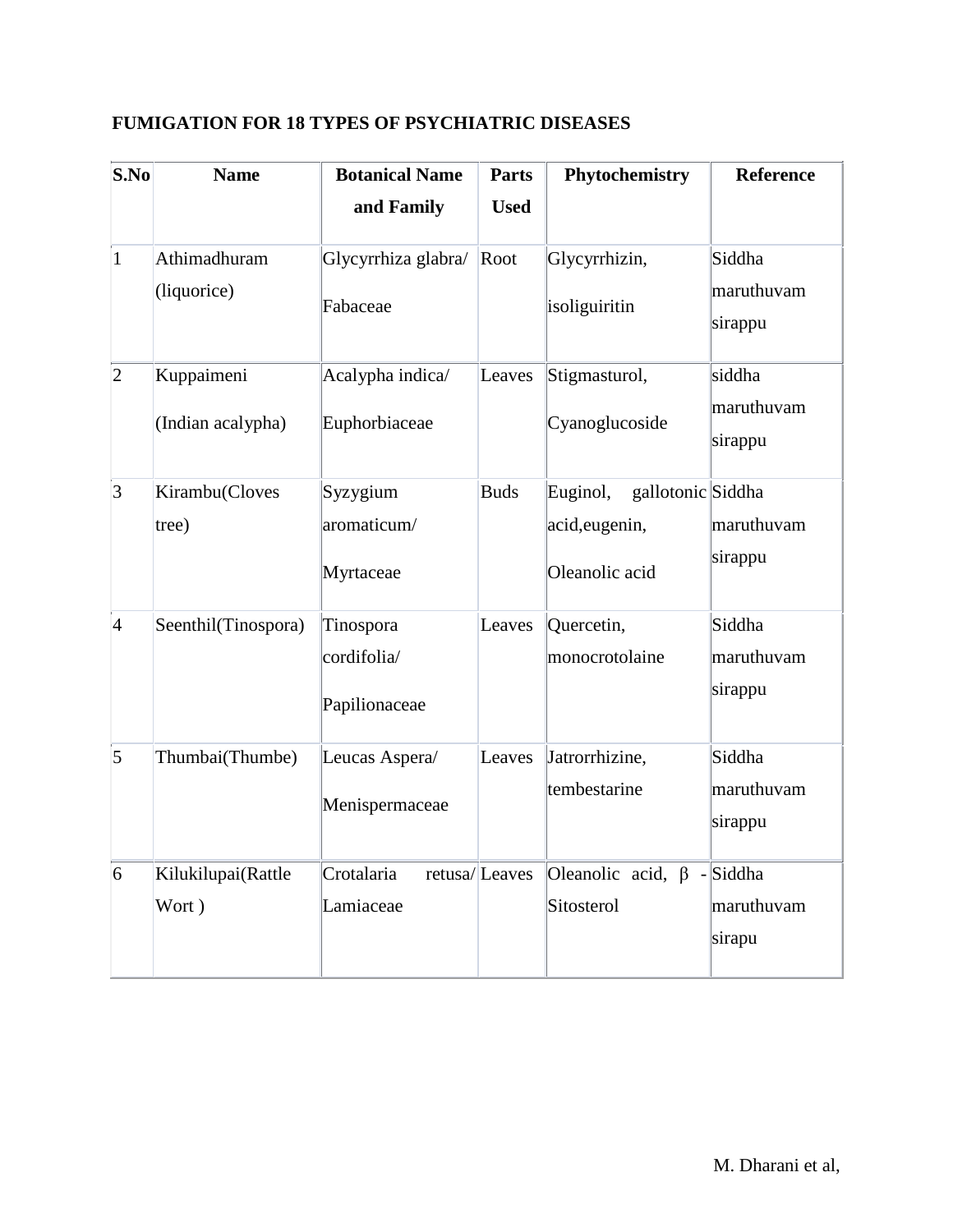**FUMIGATION FOR 18 TYPES OF PSYCHIATRIC DISEASES**

| S.No | Name | Botanical Name and Family | Parts Used | Phytochemistry | Reference |
|---|---|---|---|---|---|
| 1 | Athimadhuram (liquorice) | Glycyrrhiza glabra/ Fabaceae | Root | Glycyrrhizin, isoliguiritin | Siddha maruthuvam sirappu |
| 2 | Kuppaimeni (Indian acalypha) | Acalypha indica/ Euphorbiaceae | Leaves | Stigmasturol, Cyanoglucoside | siddha maruthuvam sirappu |
| 3 | Kirambu(Cloves tree) | Syzygium aromaticum/ Myrtaceae | Buds | Euginol, gallotonic acid,eugenin, Oleanolic acid | Siddha maruthuvam sirappu |
| 4 | Seenthil(Tinospora) | Tinospora cordifolia/ Papilionaceae | Leaves | Quercetin, monocrotolaine | Siddha maruthuvam sirappu |
| 5 | Thumbai(Thumbe) | Leucas Aspera/ Menispermaceae | Leaves | Jatrorrhizine, tembestarine | Siddha maruthuvam sirappu |
| 6 | Kilukilupai(Rattle Wort ) | Crotalaria retusa/ Lamiaceae | Leaves | Oleanolic acid, β - Sitosterol | Siddha maruthuvam sirapu |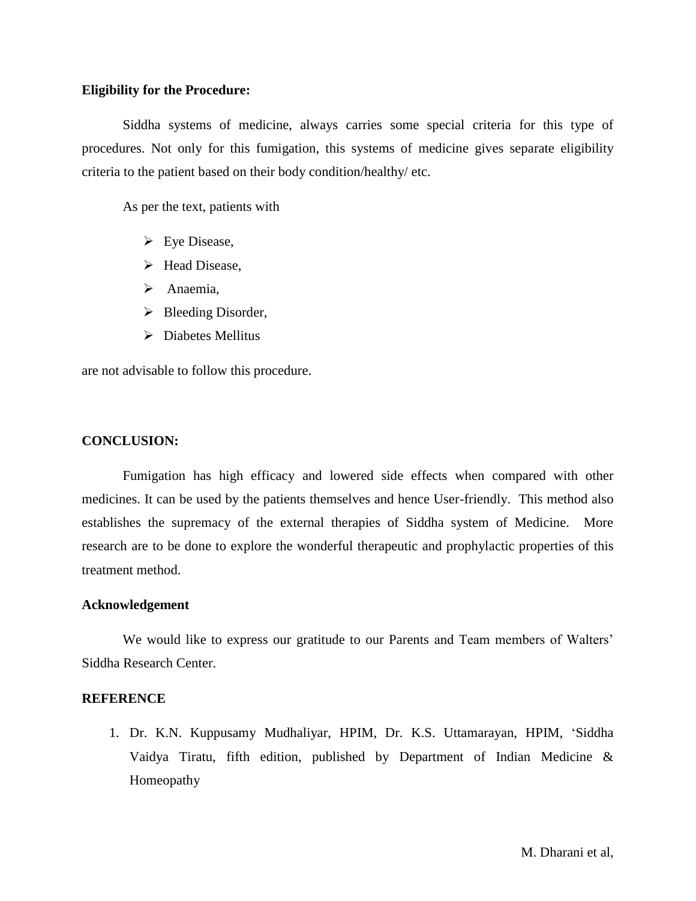**Eligibility for the Procedure:**

Siddha systems of medicine, always carries some special criteria for this type of procedures. Not only for this fumigation, this systems of medicine gives separate eligibility criteria to the patient based on their body condition/healthy/ etc.

As per the text, patients with

- Eye Disease,
- Head Disease,
- Anaemia,
- Bleeding Disorder,
- Diabetes Mellitus

are not advisable to follow this procedure.

**CONCLUSION:**

Fumigation has high efficacy and lowered side effects when compared with other medicines. It can be used by the patients themselves and hence User-friendly. This method also establishes the supremacy of the external therapies of Siddha system of Medicine. More research are to be done to explore the wonderful therapeutic and prophylactic properties of this treatment method.

**Acknowledgement**

We would like to express our gratitude to our Parents and Team members of Walters' Siddha Research Center.

**REFERENCE**

1. Dr. K.N. Kuppusamy Mudhaliyar, HPIM, Dr. K.S. Uttamarayan, HPIM, 'Siddha Vaidya Tiratu, fifth edition, published by Department of Indian Medicine & Homeopathy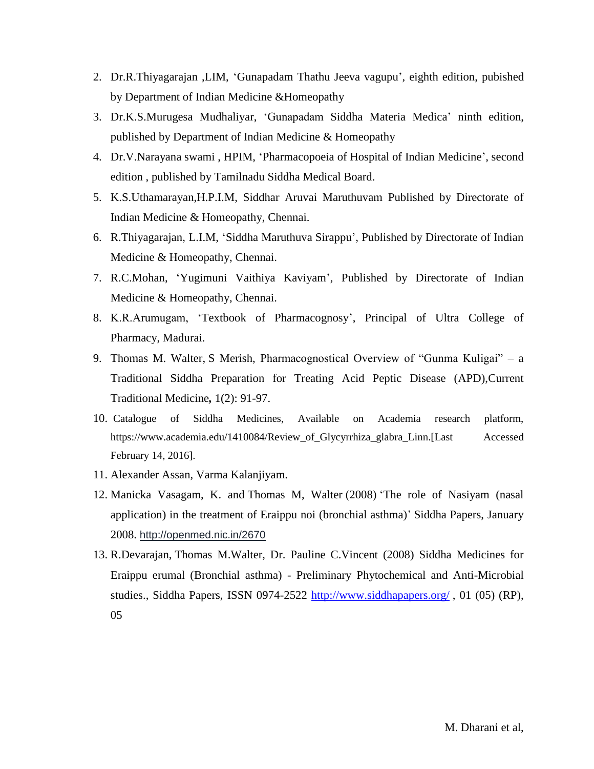2. Dr.R.Thiyagarajan ,LIM, 'Gunapadam Thathu Jeeva vagupu', eighth edition, pubished by Department of Indian Medicine &Homeopathy
3. Dr.K.S.Murugesa Mudhaliyar, 'Gunapadam Siddha Materia Medica' ninth edition, published by Department of Indian Medicine & Homeopathy
4. Dr.V.Narayana swami , HPIM, 'Pharmacopoeia of Hospital of Indian Medicine', second edition , published by Tamilnadu Siddha Medical Board.
5. K.S.Uthamarayan,H.P.I.M, Siddhar Aruvai Maruthuvam Published by Directorate of Indian Medicine & Homeopathy, Chennai.
6. R.Thiyagarajan, L.I.M, 'Siddha Maruthuva Sirappu', Published by Directorate of Indian Medicine & Homeopathy, Chennai.
7. R.C.Mohan, 'Yugimuni Vaithiya Kaviyam', Published by Directorate of Indian Medicine & Homeopathy, Chennai.
8. K.R.Arumugam, 'Textbook of Pharmacognosy', Principal of Ultra College of Pharmacy, Madurai.
9. Thomas M. Walter, S Merish, Pharmacognostical Overview of "Gunma Kuligai" – a Traditional Siddha Preparation for Treating Acid Peptic Disease (APD),Current Traditional Medicine**,** 1(2): 91-97.
10. Catalogue of Siddha Medicines, Available on Academia research platform, https://www.academia.edu/1410084/Review_of_Glycyrrhiza_glabra_Linn.[Last Accessed February 14, 2016].
11. Alexander Assan, Varma Kalanjiyam.
12. Manicka Vasagam, K. and Thomas M, Walter (2008) 'The role of Nasiyam (nasal application) in the treatment of Eraippu noi (bronchial asthma)' Siddha Papers, January 2008. http://openmed.nic.in/2670
13. R.Devarajan, Thomas M.Walter, Dr. Pauline C.Vincent (2008) Siddha Medicines for Eraippu erumal (Bronchial asthma) - Preliminary Phytochemical and Anti-Microbial studies., Siddha Papers, ISSN 0974-2522 http://www.siddhapapers.org/ , 01 (05) (RP), 05